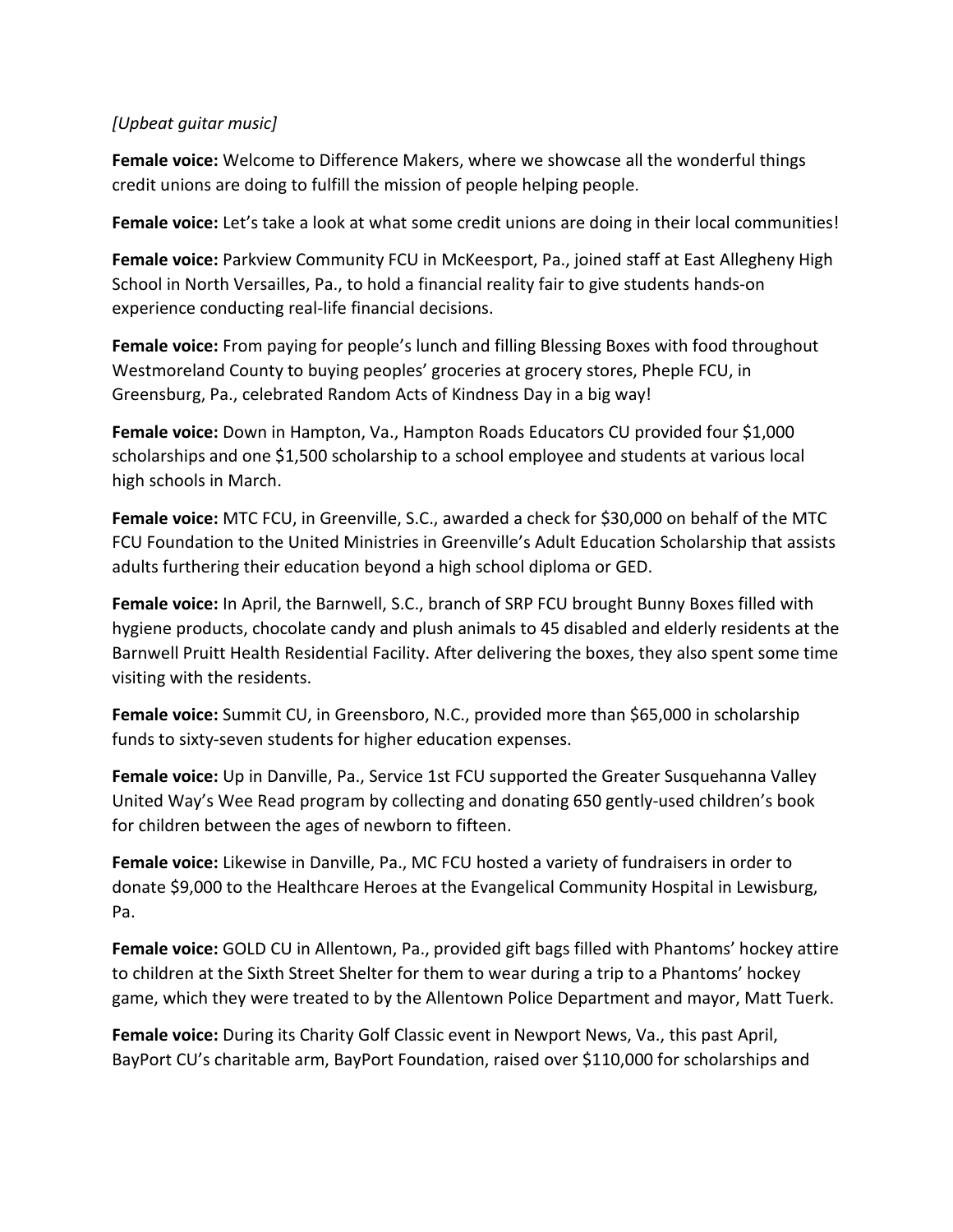*[Upbeat guitar music]*

**Female voice:** Welcome to Difference Makers, where we showcase all the wonderful things credit unions are doing to fulfill the mission of people helping people.

**Female voice:** Let's take a look at what some credit unions are doing in their local communities!

**Female voice:** Parkview Community FCU in McKeesport, Pa., joined staff at East Allegheny High School in North Versailles, Pa., to hold a financial reality fair to give students hands-on experience conducting real-life financial decisions.

**Female voice:** From paying for people's lunch and filling Blessing Boxes with food throughout Westmoreland County to buying peoples' groceries at grocery stores, Pheple FCU, in Greensburg, Pa., celebrated Random Acts of Kindness Day in a big way!

**Female voice:** Down in Hampton, Va., Hampton Roads Educators CU provided four $1,000 scholarships and one $1,500 scholarship to a school employee and students at various local high schools in March.

**Female voice:** MTC FCU, in Greenville, S.C., awarded a check for $30,000 on behalf of the MTC FCU Foundation to the United Ministries in Greenville's Adult Education Scholarship that assists adults furthering their education beyond a high school diploma or GED.

**Female voice:** In April, the Barnwell, S.C., branch of SRP FCU brought Bunny Boxes filled with hygiene products, chocolate candy and plush animals to 45 disabled and elderly residents at the Barnwell Pruitt Health Residential Facility. After delivering the boxes, they also spent some time visiting with the residents.

**Female voice:** Summit CU, in Greensboro, N.C., provided more than $65,000 in scholarship funds to sixty-seven students for higher education expenses.

**Female voice:** Up in Danville, Pa., Service 1st FCU supported the Greater Susquehanna Valley United Way's Wee Read program by collecting and donating 650 gently-used children's book for children between the ages of newborn to fifteen.

**Female voice:** Likewise in Danville, Pa., MC FCU hosted a variety of fundraisers in order to donate $9,000 to the Healthcare Heroes at the Evangelical Community Hospital in Lewisburg, Pa.

**Female voice:** GOLD CU in Allentown, Pa., provided gift bags filled with Phantoms' hockey attire to children at the Sixth Street Shelter for them to wear during a trip to a Phantoms' hockey game, which they were treated to by the Allentown Police Department and mayor, Matt Tuerk.

**Female voice:** During its Charity Golf Classic event in Newport News, Va., this past April, BayPort CU's charitable arm, BayPort Foundation, raised over $110,000 for scholarships and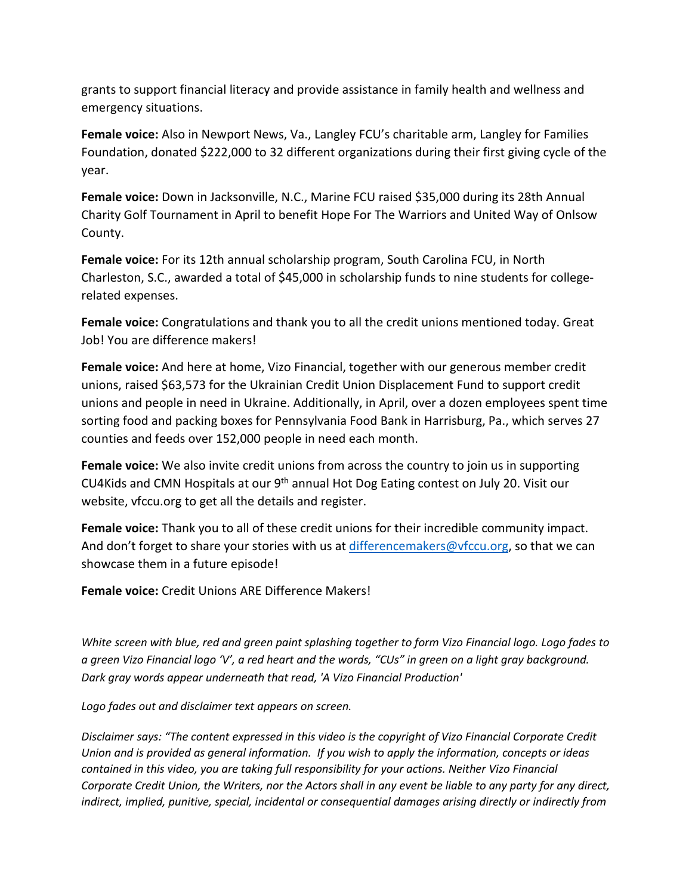grants to support financial literacy and provide assistance in family health and wellness and emergency situations.

**Female voice:** Also in Newport News, Va., Langley FCU's charitable arm, Langley for Families Foundation, donated $222,000 to 32 different organizations during their first giving cycle of the year.

**Female voice:** Down in Jacksonville, N.C., Marine FCU raised $35,000 during its 28th Annual Charity Golf Tournament in April to benefit Hope For The Warriors and United Way of Onlsow County.

**Female voice:** For its 12th annual scholarship program, South Carolina FCU, in North Charleston, S.C., awarded a total of $45,000 in scholarship funds to nine students for college-related expenses.

**Female voice:** Congratulations and thank you to all the credit unions mentioned today. Great Job! You are difference makers!

**Female voice:** And here at home, Vizo Financial, together with our generous member credit unions, raised $63,573 for the Ukrainian Credit Union Displacement Fund to support credit unions and people in need in Ukraine. Additionally, in April, over a dozen employees spent time sorting food and packing boxes for Pennsylvania Food Bank in Harrisburg, Pa., which serves 27 counties and feeds over 152,000 people in need each month.

**Female voice:** We also invite credit unions from across the country to join us in supporting CU4Kids and CMN Hospitals at our 9th annual Hot Dog Eating contest on July 20. Visit our website, vfccu.org to get all the details and register.

**Female voice:** Thank you to all of these credit unions for their incredible community impact. And don't forget to share your stories with us at differencemakers@vfccu.org, so that we can showcase them in a future episode!

**Female voice:** Credit Unions ARE Difference Makers!

*White screen with blue, red and green paint splashing together to form Vizo Financial logo. Logo fades to a green Vizo Financial logo 'V', a red heart and the words, "CUs" in green on a light gray background. Dark gray words appear underneath that read, 'A Vizo Financial Production'*

*Logo fades out and disclaimer text appears on screen.*

*Disclaimer says: "The content expressed in this video is the copyright of Vizo Financial Corporate Credit Union and is provided as general information. If you wish to apply the information, concepts or ideas contained in this video, you are taking full responsibility for your actions. Neither Vizo Financial Corporate Credit Union, the Writers, nor the Actors shall in any event be liable to any party for any direct, indirect, implied, punitive, special, incidental or consequential damages arising directly or indirectly from*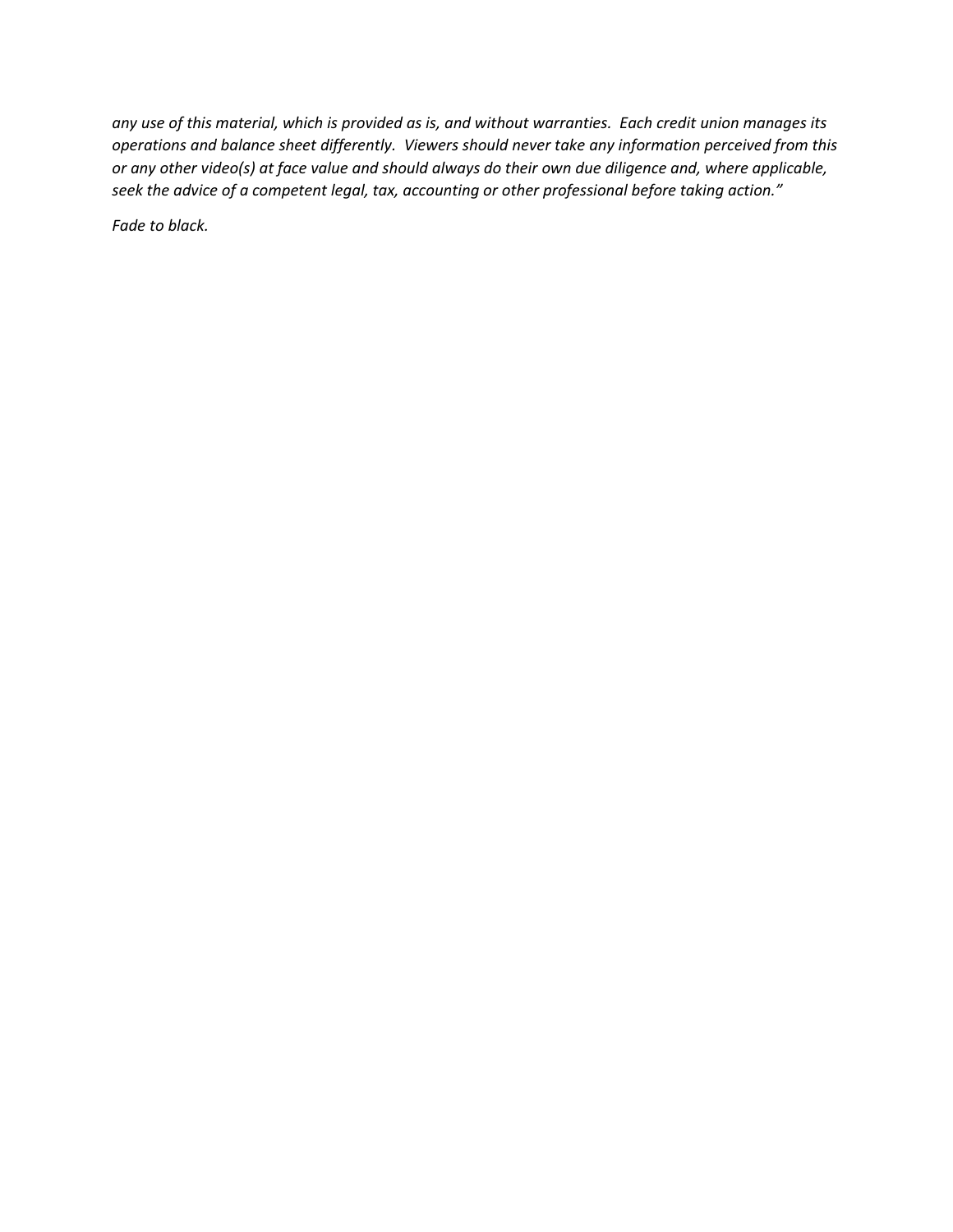*any use of this material, which is provided as is, and without warranties.  Each credit union manages its operations and balance sheet differently.  Viewers should never take any information perceived from this or any other video(s) at face value and should always do their own due diligence and, where applicable, seek the advice of a competent legal, tax, accounting or other professional before taking action."*

*Fade to black.*